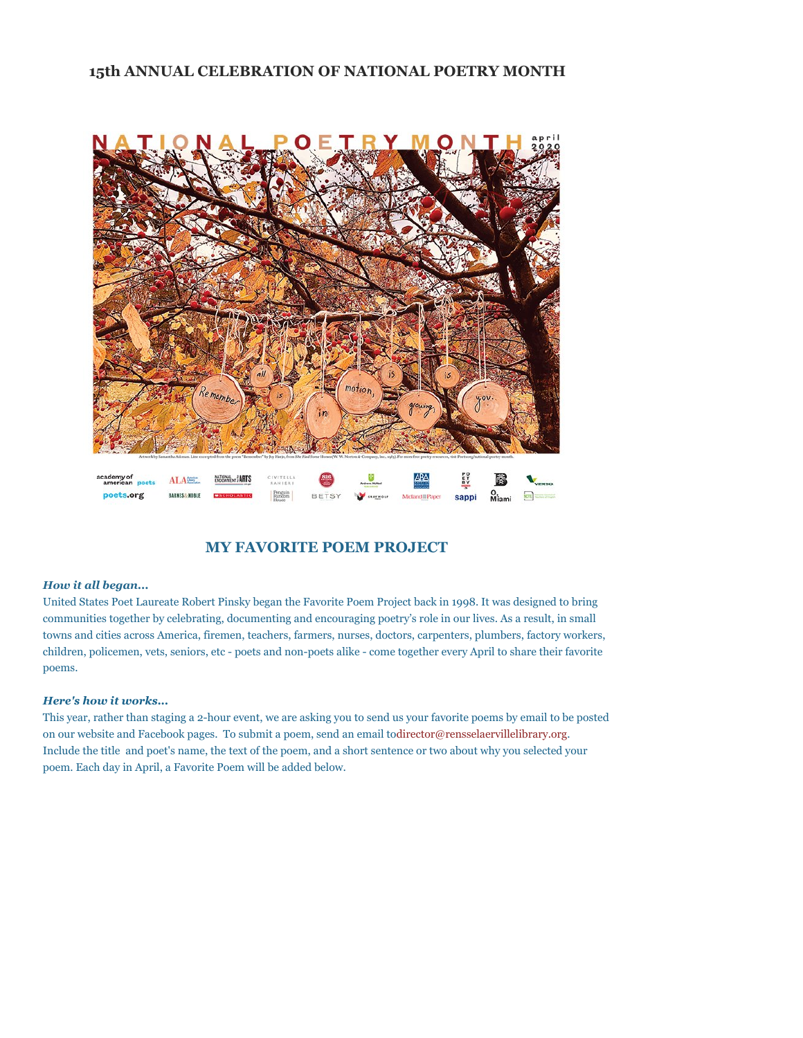# 15th ANNUAL CELEBRATION OF NATIONAL POETRY MONTH

## MY FAVORITE POEM PROJECT

***How it all began...***

United States Poet Laureate Robert Pinsky began the Favorite Poem Project back in 1998. It was designed to bring communities together by celebrating, documenting and encouraging poetry's role in our lives. As a result, in small towns and cities across America, firemen, teachers, farmers, nurses, doctors, carpenters, plumbers, factory workers, children, policemen, vets, seniors, etc - poets and non-poets alike - come together every April to share their favorite poems.

***Here's how it works...***

This year, rather than staging a 2-hour event, we are asking you to send us your favorite poems by email to be posted on our website and Facebook pages. To submit a poem, send an email todirector@rensselaervillelibrary.org. Include the title and poet's name, the text of the poem, and a short sentence or two about why you selected your poem. Each day in April, a Favorite Poem will be added below.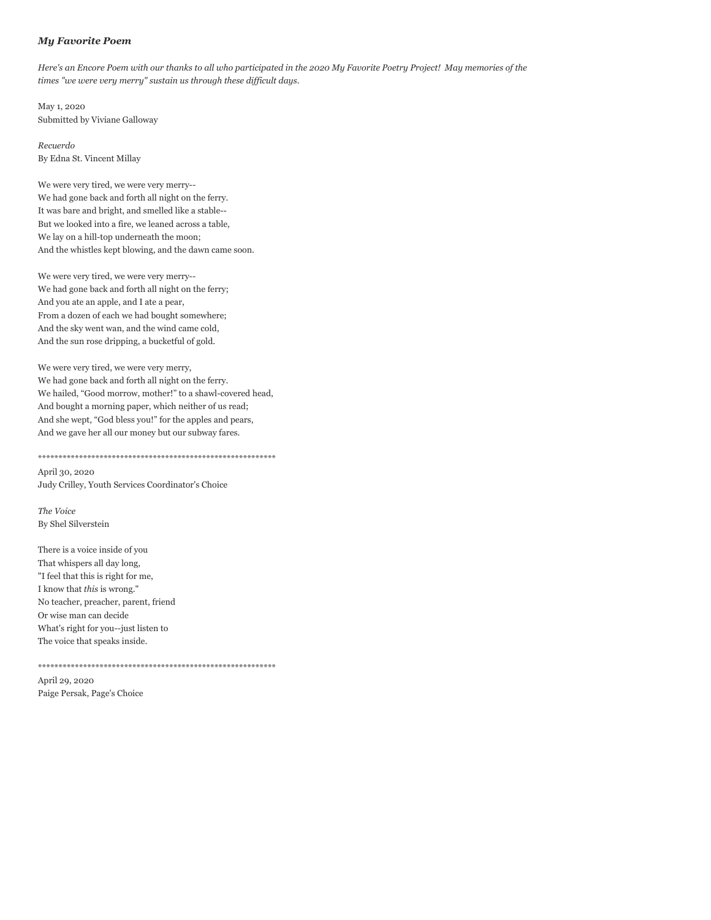***My Favorite Poem***

*Here's an Encore Poem with our thanks to all who participated in the 2020 My Favorite Poetry Project! May memories of the times "we were very merry" sustain us through these difficult days.*

May 1, 2020
Submitted by Viviane Galloway

*Recuerdo*
By Edna St. Vincent Millay

We were very tired, we were very merry--
We had gone back and forth all night on the ferry.
It was bare and bright, and smelled like a stable--
But we looked into a fire, we leaned across a table,
We lay on a hill-top underneath the moon;
And the whistles kept blowing, and the dawn came soon.

We were very tired, we were very merry--
We had gone back and forth all night on the ferry;
And you ate an apple, and I ate a pear,
From a dozen of each we had bought somewhere;
And the sky went wan, and the wind came cold,
And the sun rose dripping, a bucketful of gold.

We were very tired, we were very merry,
We had gone back and forth all night on the ferry.
We hailed, "Good morrow, mother!" to a shawl-covered head,
And bought a morning paper, which neither of us read;
And she wept, "God bless you!" for the apples and pears,
And we gave her all our money but our subway fares.

**********************************************************

April 30, 2020
Judy Crilley, Youth Services Coordinator's Choice

*The Voice*
By Shel Silverstein

There is a voice inside of you
That whispers all day long,
"I feel that this is right for me,
I know that *this* is wrong."
No teacher, preacher, parent, friend
Or wise man can decide
What's right for you--just listen to
The voice that speaks inside.

**********************************************************

April 29, 2020
Paige Persak, Page's Choice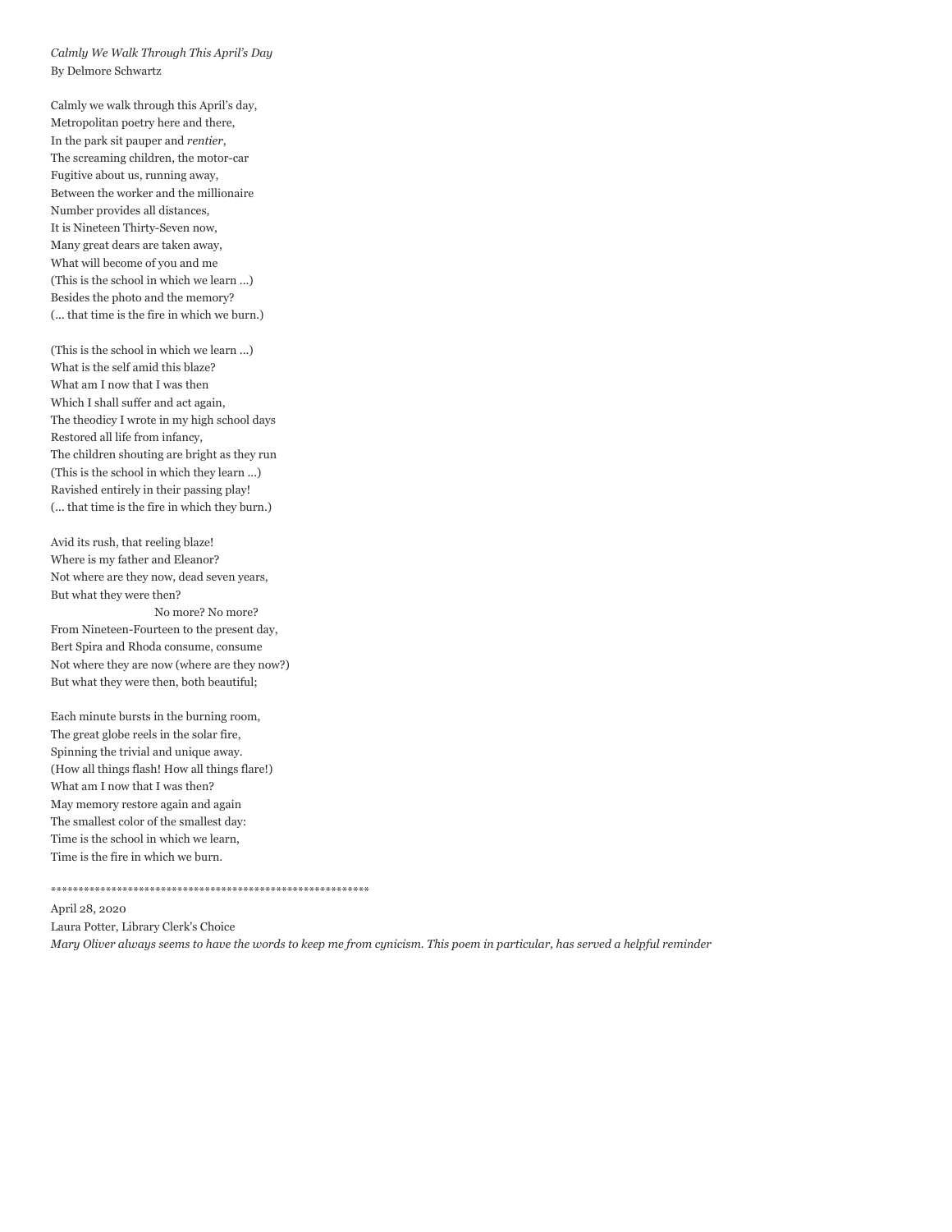*Calmly We Walk Through This April's Day*
By Delmore Schwartz

Calmly we walk through this April's day,
Metropolitan poetry here and there,
In the park sit pauper and *rentier*,
The screaming children, the motor-car
Fugitive about us, running away,
Between the worker and the millionaire
Number provides all distances,
It is Nineteen Thirty-Seven now,
Many great dears are taken away,
What will become of you and me
(This is the school in which we learn ...)
Besides the photo and the memory?
(... that time is the fire in which we burn.)

(This is the school in which we learn ...)
What is the self amid this blaze?
What am I now that I was then
Which I shall suffer and act again,
The theodicy I wrote in my high school days
Restored all life from infancy,
The children shouting are bright as they run
(This is the school in which they learn ...)
Ravished entirely in their passing play!
(... that time is the fire in which they burn.)

Avid its rush, that reeling blaze!
Where is my father and Eleanor?
Not where are they now, dead seven years,
But what they were then?
No more? No more?
From Nineteen-Fourteen to the present day,
Bert Spira and Rhoda consume, consume
Not where they are now (where are they now?)
But what they were then, both beautiful;

Each minute bursts in the burning room,
The great globe reels in the solar fire,
Spinning the trivial and unique away.
(How all things flash! How all things flare!)
What am I now that I was then?
May memory restore again and again
The smallest color of the smallest day:
Time is the school in which we learn,
Time is the fire in which we burn.

**********************************************************

April 28, 2020
Laura Potter, Library Clerk's Choice
*Mary Oliver always seems to have the words to keep me from cynicism. This poem in particular, has served a helpful reminder*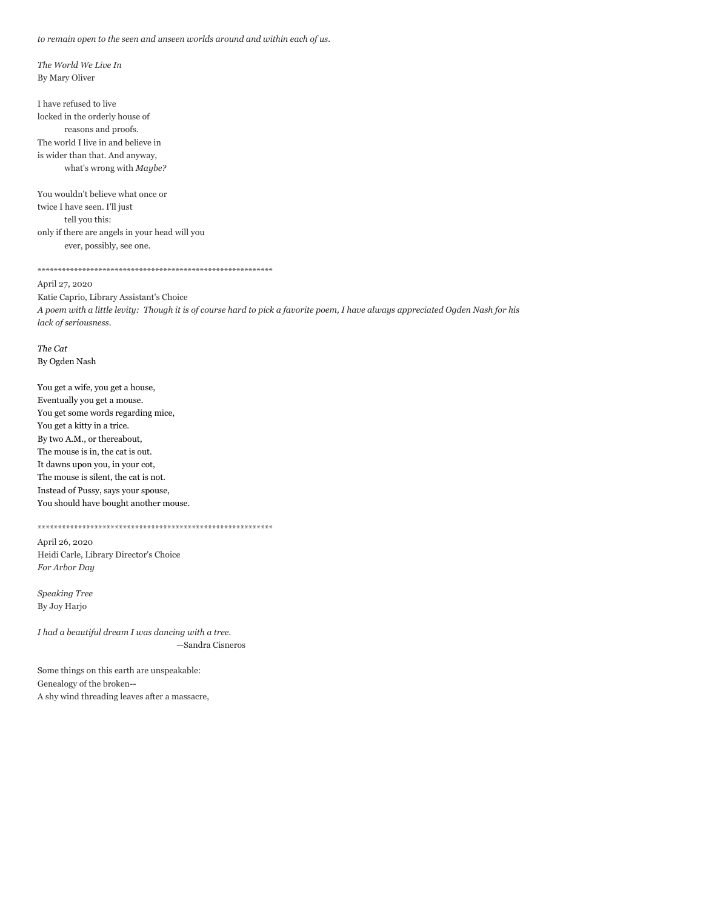*to remain open to the seen and unseen worlds around and within each of us.*

*The World We Live In*
By Mary Oliver

I have refused to live
locked in the orderly house of
    reasons and proofs.
The world I live in and believe in
is wider than that. And anyway,
    what's wrong with *Maybe?*

You wouldn't believe what once or
twice I have seen. I'll just
    tell you this:
only if there are angels in your head will you
    ever, possibly, see one.

**********************************************************

April 27, 2020
Katie Caprio, Library Assistant's Choice
*A poem with a little levity: Though it is of course hard to pick a favorite poem, I have always appreciated Ogden Nash for his lack of seriousness.*

*The Cat*
By Ogden Nash

You get a wife, you get a house,
Eventually you get a mouse.
You get some words regarding mice,
You get a kitty in a trice.
By two A.M., or thereabout,
The mouse is in, the cat is out.
It dawns upon you, in your cot,
The mouse is silent, the cat is not.
Instead of Pussy, says your spouse,
You should have bought another mouse.

**********************************************************

April 26, 2020
Heidi Carle, Library Director's Choice
*For Arbor Day*

*Speaking Tree*
By Joy Harjo

*I had a beautiful dream I was dancing with a tree.*
—Sandra Cisneros

Some things on this earth are unspeakable:
Genealogy of the broken--
A shy wind threading leaves after a massacre,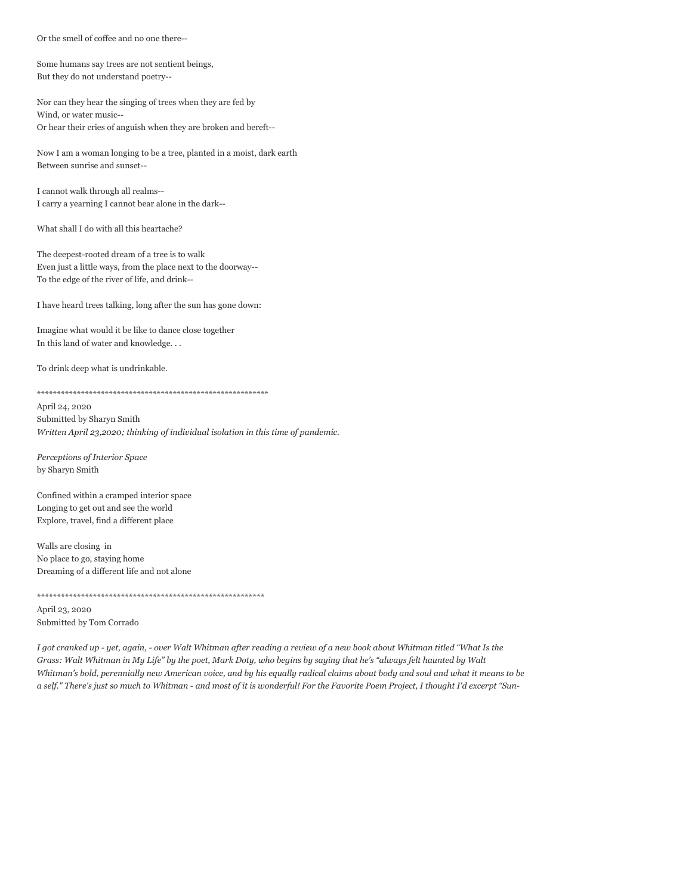Or the smell of coffee and no one there--

Some humans say trees are not sentient beings,
But they do not understand poetry--

Nor can they hear the singing of trees when they are fed by
Wind, or water music--
Or hear their cries of anguish when they are broken and bereft--

Now I am a woman longing to be a tree, planted in a moist, dark earth
Between sunrise and sunset--

I cannot walk through all realms--
I carry a yearning I cannot bear alone in the dark--

What shall I do with all this heartache?

The deepest-rooted dream of a tree is to walk
Even just a little ways, from the place next to the doorway--
To the edge of the river of life, and drink--

I have heard trees talking, long after the sun has gone down:

Imagine what would it be like to dance close together
In this land of water and knowledge. . .

To drink deep what is undrinkable.

*********************************************************

April 24, 2020
Submitted by Sharyn Smith
*Written April 23,2020; thinking of individual isolation in this time of pandemic.*

*Perceptions of Interior Space*
by Sharyn Smith

Confined within a cramped interior space
Longing to get out and see the world
Explore, travel, find a different place

Walls are closing in
No place to go, staying home
Dreaming of a different life and not alone

*********************************************************

April 23, 2020
Submitted by Tom Corrado

*I got cranked up - yet, again, - over Walt Whitman after reading a review of a new book about Whitman titled "What Is the Grass: Walt Whitman in My Life" by the poet, Mark Doty, who begins by saying that he's "always felt haunted by Walt Whitman's bold, perennially new American voice, and by his equally radical claims about body and soul and what it means to be a self." There's just so much to Whitman - and most of it is wonderful! For the Favorite Poem Project, I thought I'd excerpt "Sun-*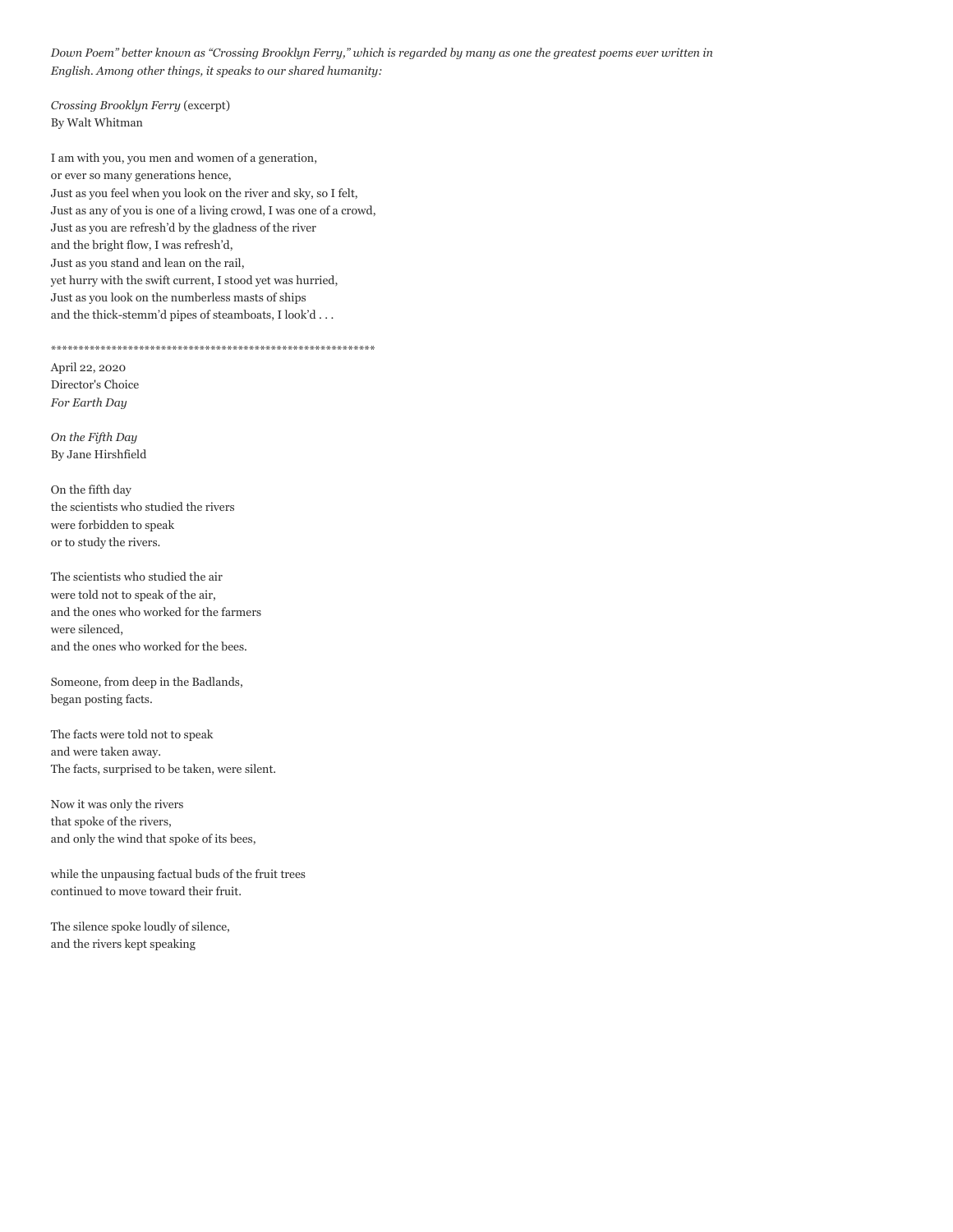*Down Poem" better known as "Crossing Brooklyn Ferry," which is regarded by many as one the greatest poems ever written in English. Among other things, it speaks to our shared humanity:*

*Crossing Brooklyn Ferry* (excerpt)
By Walt Whitman

I am with you, you men and women of a generation,
or ever so many generations hence,
Just as you feel when you look on the river and sky, so I felt,
Just as any of you is one of a living crowd, I was one of a crowd,
Just as you are refresh'd by the gladness of the river
and the bright flow, I was refresh'd,
Just as you stand and lean on the rail,
yet hurry with the swift current, I stood yet was hurried,
Just as you look on the numberless masts of ships
and the thick-stemm'd pipes of steamboats, I look'd . . .

************************************************************

April 22, 2020
Director's Choice
*For Earth Day*

*On the Fifth Day*
By Jane Hirshfield

On the fifth day
the scientists who studied the rivers
were forbidden to speak
or to study the rivers.

The scientists who studied the air
were told not to speak of the air,
and the ones who worked for the farmers
were silenced,
and the ones who worked for the bees.

Someone, from deep in the Badlands,
began posting facts.

The facts were told not to speak
and were taken away.
The facts, surprised to be taken, were silent.

Now it was only the rivers
that spoke of the rivers,
and only the wind that spoke of its bees,

while the unpausing factual buds of the fruit trees
continued to move toward their fruit.

The silence spoke loudly of silence,
and the rivers kept speaking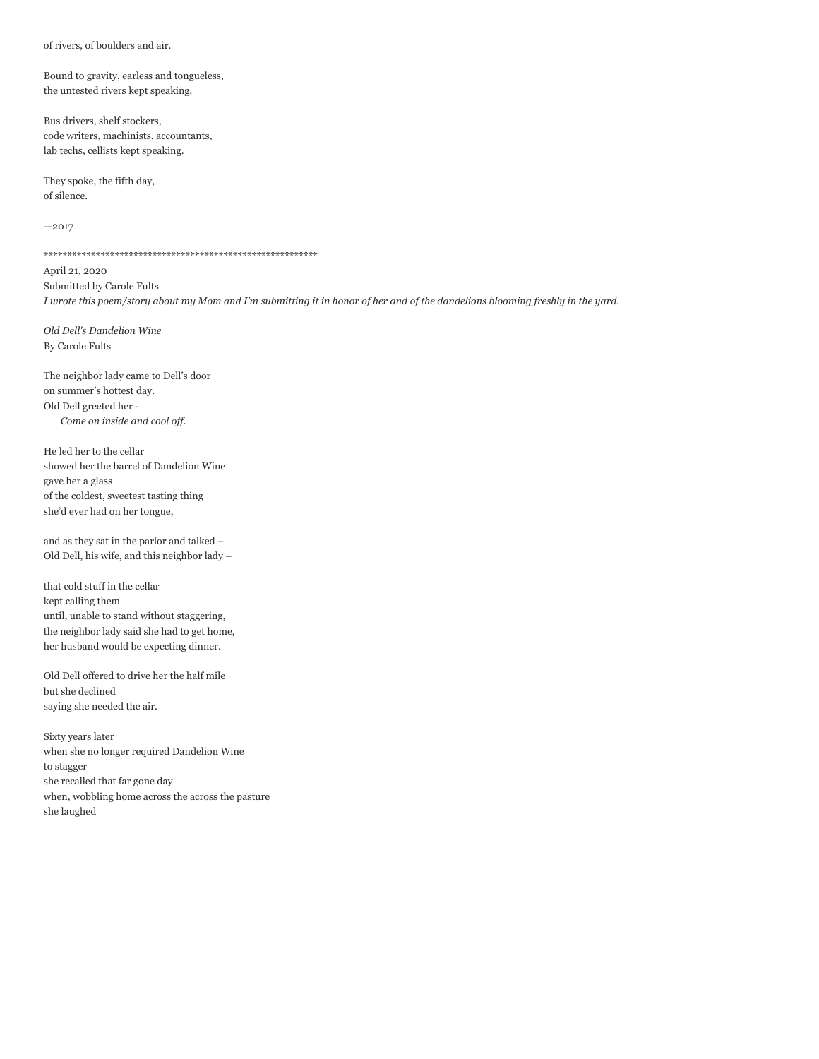of rivers, of boulders and air.

Bound to gravity, earless and tongueless,
the untested rivers kept speaking.

Bus drivers, shelf stockers,
code writers, machinists, accountants,
lab techs, cellists kept speaking.

They spoke, the fifth day,
of silence.

—2017

**********************************************************
April 21, 2020
Submitted by Carole Fults
*I wrote this poem/story about my Mom and I'm submitting it in honor of her and of the dandelions blooming freshly in the yard.*

*Old Dell's Dandelion Wine*
By Carole Fults

The neighbor lady came to Dell's door
on summer's hottest day.
Old Dell greeted her -
    *Come on inside and cool off.*

He led her to the cellar
showed her the barrel of Dandelion Wine
gave her a glass
of the coldest, sweetest tasting thing
she'd ever had on her tongue,

and as they sat in the parlor and talked –
Old Dell, his wife, and this neighbor lady –

that cold stuff in the cellar
kept calling them
until, unable to stand without staggering,
the neighbor lady said she had to get home,
her husband would be expecting dinner.

Old Dell offered to drive her the half mile
but she declined
saying she needed the air.

Sixty years later
when she no longer required Dandelion Wine
to stagger
she recalled that far gone day
when, wobbling home across the across the pasture
she laughed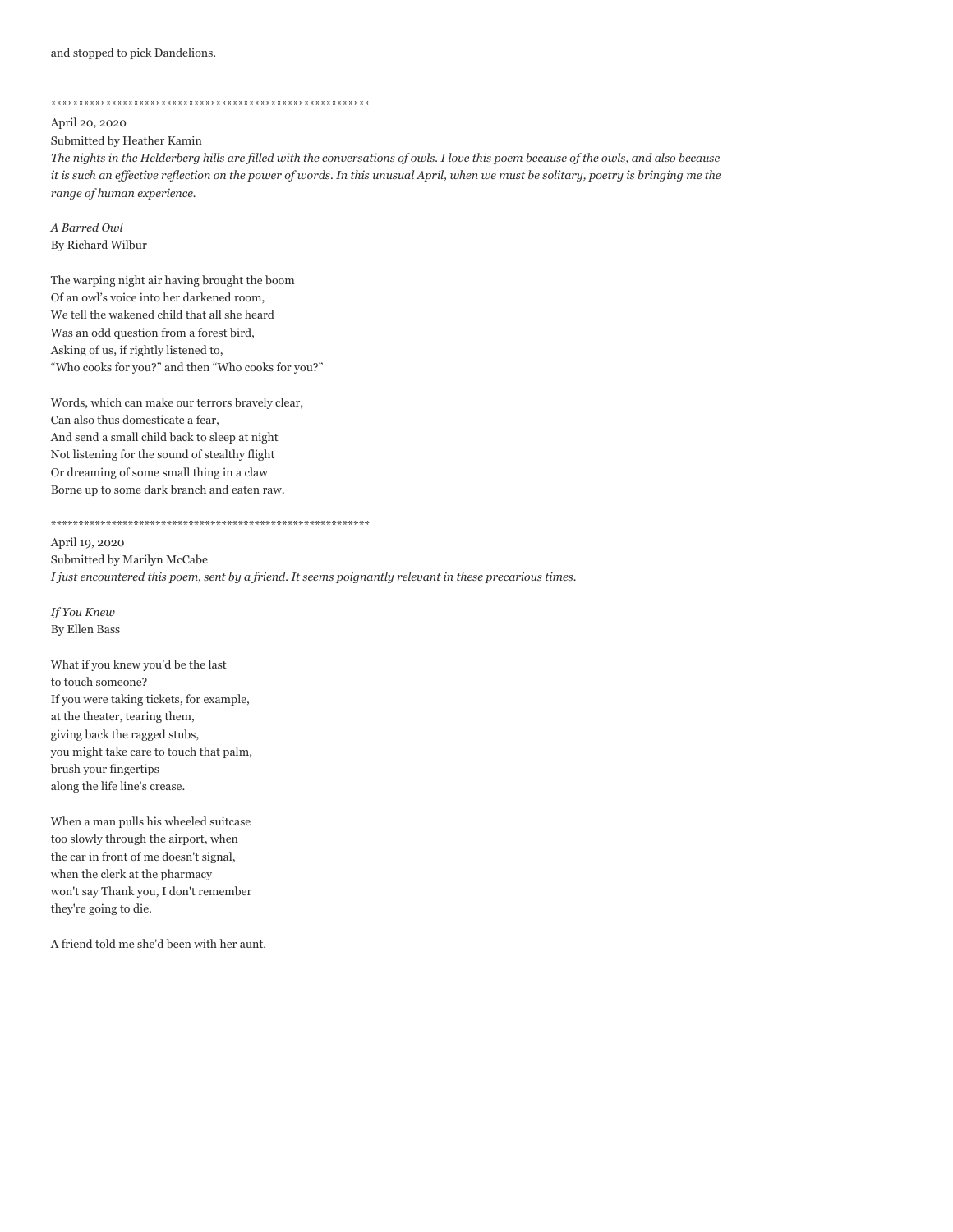and stopped to pick Dandelions.

**********************************************************

April 20, 2020  
Submitted by Heather Kamin  
*The nights in the Helderberg hills are filled with the conversations of owls. I love this poem because of the owls, and also because it is such an effective reflection on the power of words. In this unusual April, when we must be solitary, poetry is bringing me the range of human experience.*

*A Barred Owl*  
By Richard Wilbur

The warping night air having brought the boom  
Of an owl's voice into her darkened room,  
We tell the wakened child that all she heard  
Was an odd question from a forest bird,  
Asking of us, if rightly listened to,  
"Who cooks for you?" and then "Who cooks for you?"

Words, which can make our terrors bravely clear,  
Can also thus domesticate a fear,  
And send a small child back to sleep at night  
Not listening for the sound of stealthy flight  
Or dreaming of some small thing in a claw  
Borne up to some dark branch and eaten raw.

**********************************************************

April 19, 2020  
Submitted by Marilyn McCabe  
*I just encountered this poem, sent by a friend. It seems poignantly relevant in these precarious times.*

*If You Knew*  
By Ellen Bass

What if you knew you'd be the last  
to touch someone?  
If you were taking tickets, for example,  
at the theater, tearing them,  
giving back the ragged stubs,  
you might take care to touch that palm,  
brush your fingertips  
along the life line's crease.

When a man pulls his wheeled suitcase  
too slowly through the airport, when  
the car in front of me doesn't signal,  
when the clerk at the pharmacy  
won't say Thank you, I don't remember  
they're going to die.

A friend told me she'd been with her aunt.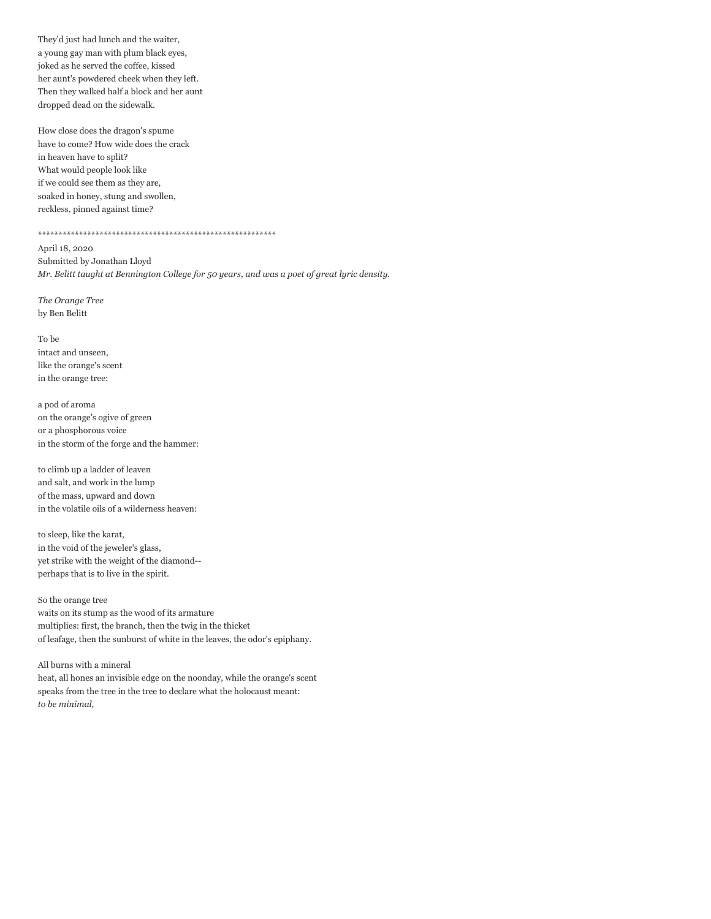They'd just had lunch and the waiter,  
a young gay man with plum black eyes,  
joked as he served the coffee, kissed  
her aunt's powdered cheek when they left.  
Then they walked half a block and her aunt  
dropped dead on the sidewalk.

How close does the dragon's spume  
have to come? How wide does the crack  
in heaven have to split?  
What would people look like  
if we could see them as they are,  
soaked in honey, stung and swollen,  
reckless, pinned against time?

\*\*\*\*\*\*\*\*\*\*\*\*\*\*\*\*\*\*\*\*\*\*\*\*\*\*\*\*\*\*\*\*\*\*\*\*\*\*\*\*\*\*\*\*\*\*\*\*\*\*\*\*\*\*\*\*\*\*\*\*

April 18, 2020  
Submitted by Jonathan Lloyd  
*Mr. Belitt taught at Bennington College for 50 years, and was a poet of great lyric density.*

*The Orange Tree*  
by Ben Belitt

To be  
intact and unseen,  
like the orange's scent  
in the orange tree:

a pod of aroma  
on the orange's ogive of green  
or a phosphorous voice  
in the storm of the forge and the hammer:

to climb up a ladder of leaven  
and salt, and work in the lump  
of the mass, upward and down  
in the volatile oils of a wilderness heaven:

to sleep, like the karat,  
in the void of the jeweler's glass,  
yet strike with the weight of the diamond--  
perhaps that is to live in the spirit.

So the orange tree  
waits on its stump as the wood of its armature  
multiplies: first, the branch, then the twig in the thicket  
of leafage, then the sunburst of white in the leaves, the odor's epiphany.

All burns with a mineral  
heat, all hones an invisible edge on the noonday, while the orange's scent  
speaks from the tree in the tree to declare what the holocaust meant:  
*to be minimal,*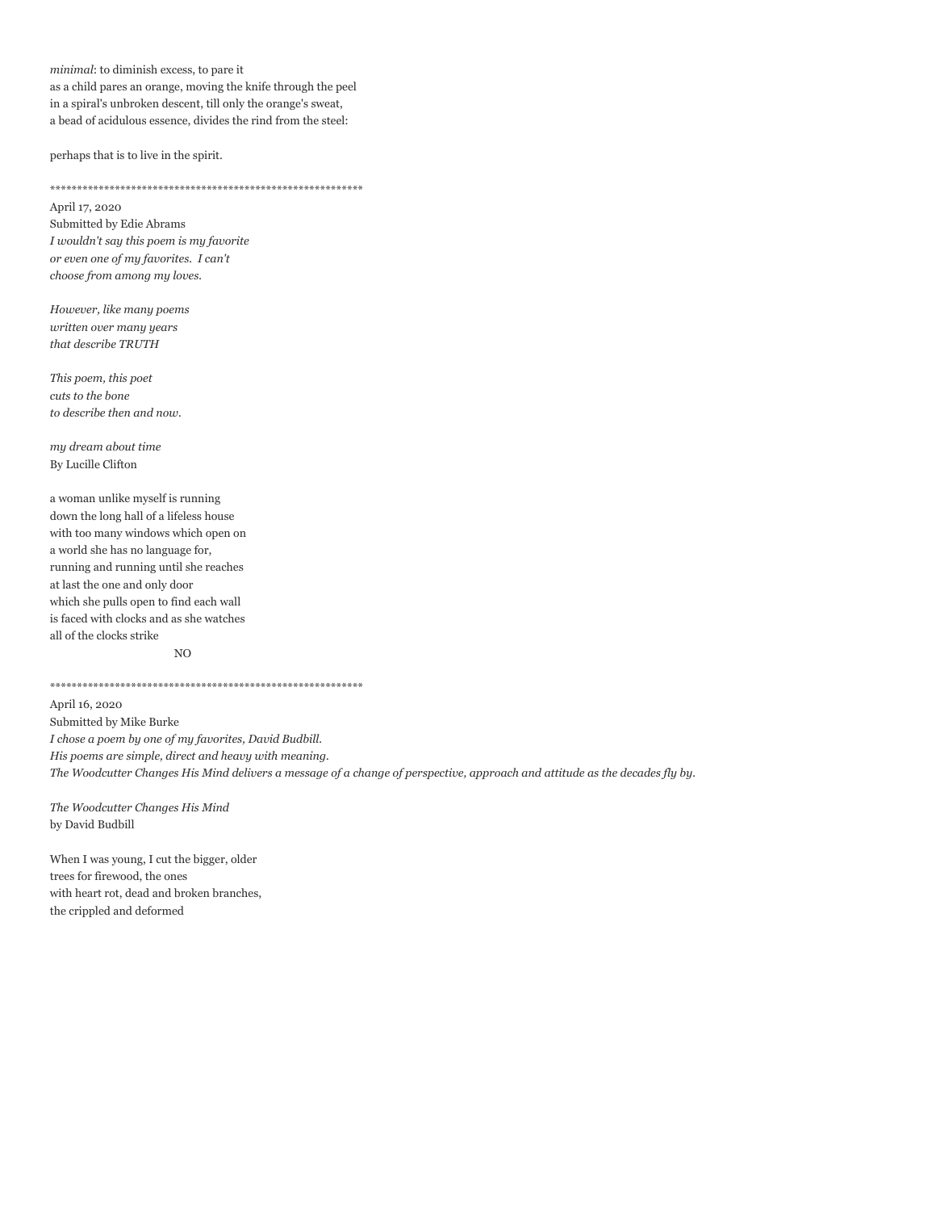*minimal*: to diminish excess, to pare it
as a child pares an orange, moving the knife through the peel
in a spiral's unbroken descent, till only the orange's sweat,
a bead of acidulous essence, divides the rind from the steel:

perhaps that is to live in the spirit.

**********************************************************

April 17, 2020
Submitted by Edie Abrams
*I wouldn't say this poem is my favorite*
*or even one of my favorites. I can't*
*choose from among my loves.*

*However, like many poems*
*written over many years*
*that describe TRUTH*

*This poem, this poet*
*cuts to the bone*
*to describe then and now.*

*my dream about time*
By Lucille Clifton

a woman unlike myself is running
down the long hall of a lifeless house
with too many windows which open on
a world she has no language for,
running and running until she reaches
at last the one and only door
which she pulls open to find each wall
is faced with clocks and as she watches
all of the clocks strike
                    NO

**********************************************************

April 16, 2020
Submitted by Mike Burke
*I chose a poem by one of my favorites, David Budbill.*
*His poems are simple, direct and heavy with meaning.*
*The Woodcutter Changes His Mind delivers a message of a change of perspective, approach and attitude as the decades fly by.*

*The Woodcutter Changes His Mind*
by David Budbill

When I was young, I cut the bigger, older
trees for firewood, the ones
with heart rot, dead and broken branches,
the crippled and deformed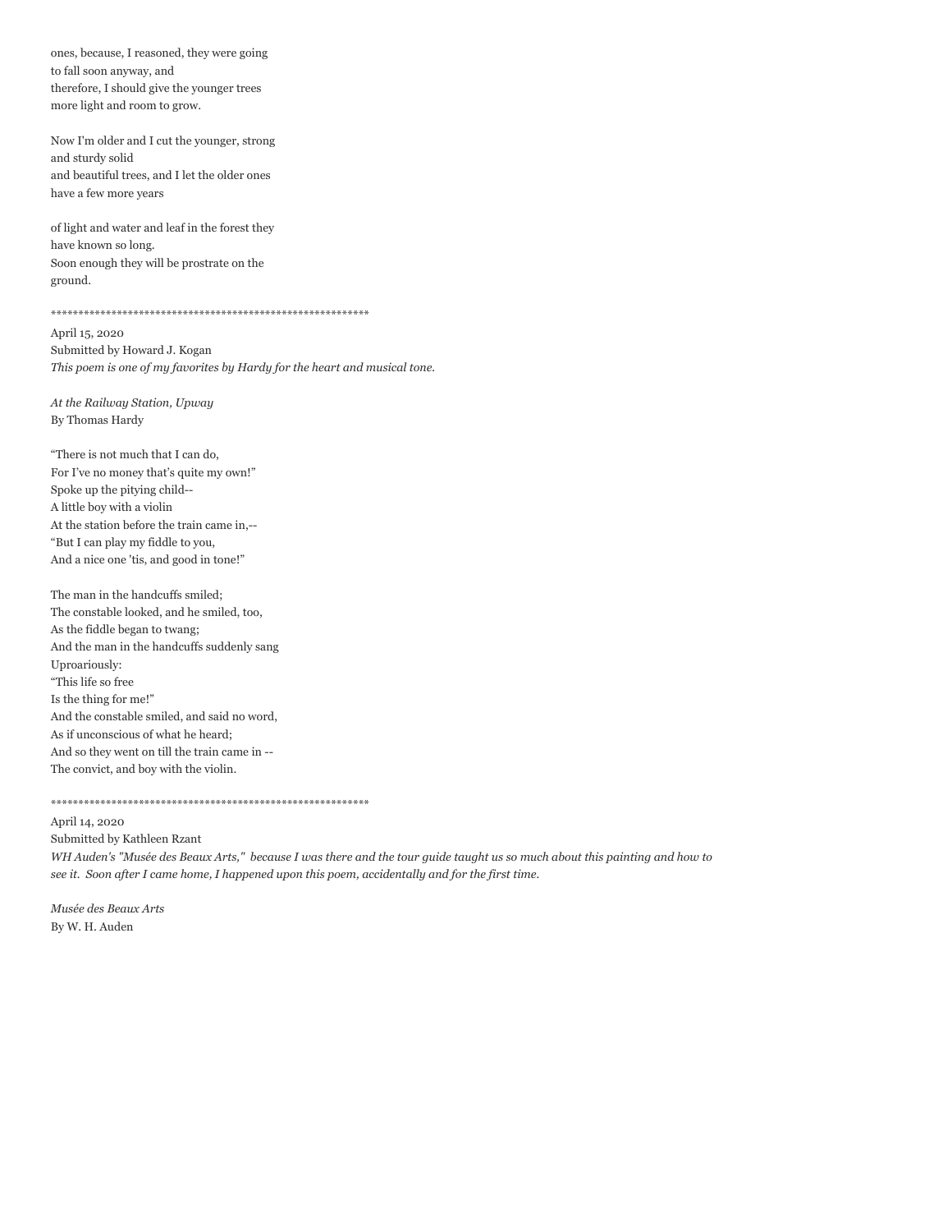ones, because, I reasoned, they were going
to fall soon anyway, and
therefore, I should give the younger trees
more light and room to grow.

Now I'm older and I cut the younger, strong
and sturdy solid
and beautiful trees, and I let the older ones
have a few more years

of light and water and leaf in the forest they
have known so long.
Soon enough they will be prostrate on the
ground.

**********************************************************

April 15, 2020
Submitted by Howard J. Kogan
*This poem is one of my favorites by Hardy for the heart and musical tone.*

*At the Railway Station, Upway*
By Thomas Hardy

"There is not much that I can do,
For I've no money that's quite my own!"
Spoke up the pitying child--
A little boy with a violin
At the station before the train came in,--
"But I can play my fiddle to you,
And a nice one 'tis, and good in tone!"

The man in the handcuffs smiled;
The constable looked, and he smiled, too,
As the fiddle began to twang;
And the man in the handcuffs suddenly sang
Uproariously:
"This life so free
Is the thing for me!"
And the constable smiled, and said no word,
As if unconscious of what he heard;
And so they went on till the train came in --
The convict, and boy with the violin.

**********************************************************

April 14, 2020
Submitted by Kathleen Rzant
*WH Auden's "Musée des Beaux Arts," because I was there and the tour guide taught us so much about this painting and how to see it. Soon after I came home, I happened upon this poem, accidentally and for the first time.*

*Musée des Beaux Arts*
By W. H. Auden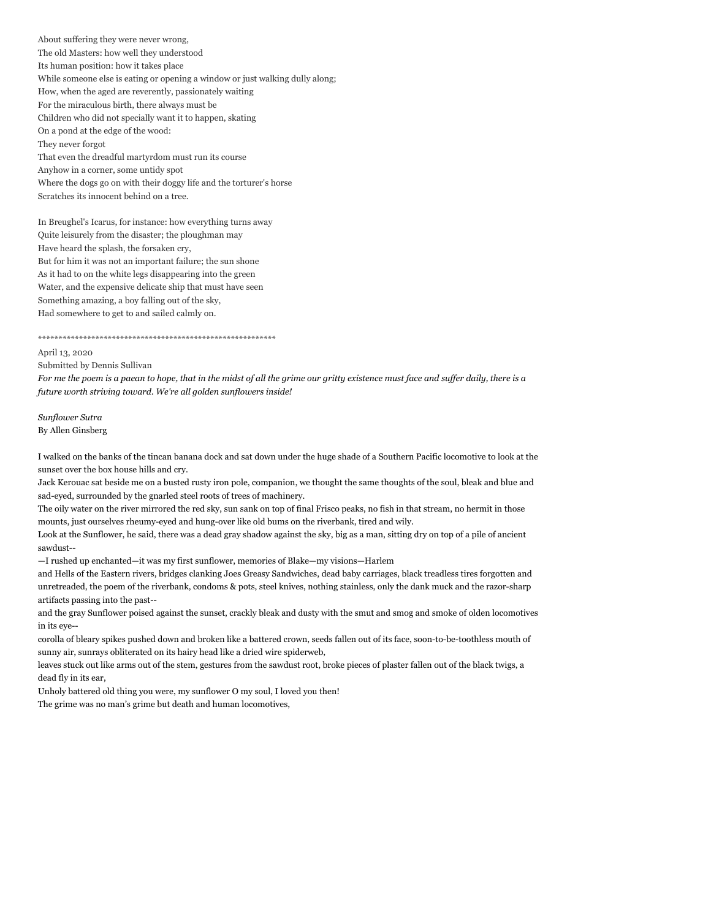About suffering they were never wrong,
The old Masters: how well they understood
Its human position: how it takes place
While someone else is eating or opening a window or just walking dully along;
How, when the aged are reverently, passionately waiting
For the miraculous birth, there always must be
Children who did not specially want it to happen, skating
On a pond at the edge of the wood:
They never forgot
That even the dreadful martyrdom must run its course
Anyhow in a corner, some untidy spot
Where the dogs go on with their doggy life and the torturer's horse
Scratches its innocent behind on a tree.

In Breughel's Icarus, for instance: how everything turns away
Quite leisurely from the disaster; the ploughman may
Have heard the splash, the forsaken cry,
But for him it was not an important failure; the sun shone
As it had to on the white legs disappearing into the green
Water, and the expensive delicate ship that must have seen
Something amazing, a boy falling out of the sky,
Had somewhere to get to and sailed calmly on.

**********************************************************

April 13, 2020
Submitted by Dennis Sullivan
*For me the poem is a paean to hope, that in the midst of all the grime our gritty existence must face and suffer daily, there is a future worth striving toward. We're all golden sunflowers inside!*

*Sunflower Sutra*
By Allen Ginsberg

I walked on the banks of the tincan banana dock and sat down under the huge shade of a Southern Pacific locomotive to look at the sunset over the box house hills and cry.
Jack Kerouac sat beside me on a busted rusty iron pole, companion, we thought the same thoughts of the soul, bleak and blue and sad-eyed, surrounded by the gnarled steel roots of trees of machinery.
The oily water on the river mirrored the red sky, sun sank on top of final Frisco peaks, no fish in that stream, no hermit in those mounts, just ourselves rheumy-eyed and hung-over like old bums on the riverbank, tired and wily.
Look at the Sunflower, he said, there was a dead gray shadow against the sky, big as a man, sitting dry on top of a pile of ancient sawdust--
—I rushed up enchanted—it was my first sunflower, memories of Blake—my visions—Harlem
and Hells of the Eastern rivers, bridges clanking Joes Greasy Sandwiches, dead baby carriages, black treadless tires forgotten and unretreaded, the poem of the riverbank, condoms & pots, steel knives, nothing stainless, only the dank muck and the razor-sharp artifacts passing into the past--
and the gray Sunflower poised against the sunset, crackly bleak and dusty with the smut and smog and smoke of olden locomotives in its eye--
corolla of bleary spikes pushed down and broken like a battered crown, seeds fallen out of its face, soon-to-be-toothless mouth of sunny air, sunrays obliterated on its hairy head like a dried wire spiderweb,
leaves stuck out like arms out of the stem, gestures from the sawdust root, broke pieces of plaster fallen out of the black twigs, a dead fly in its ear,
Unholy battered old thing you were, my sunflower O my soul, I loved you then!
The grime was no man's grime but death and human locomotives,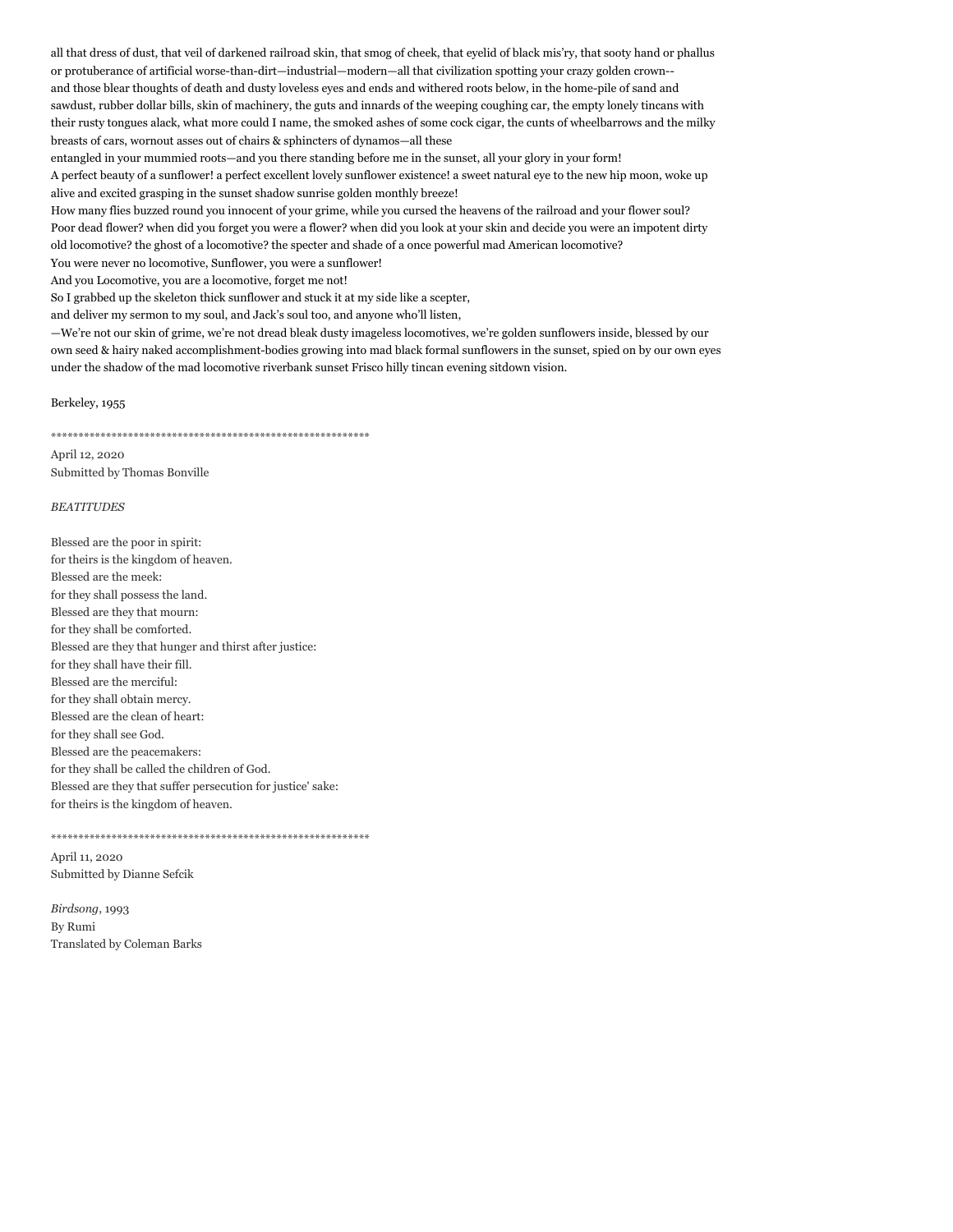all that dress of dust, that veil of darkened railroad skin, that smog of cheek, that eyelid of black mis'ry, that sooty hand or phallus or protuberance of artificial worse-than-dirt—industrial—modern—all that civilization spotting your crazy golden crown--
and those blear thoughts of death and dusty loveless eyes and ends and withered roots below, in the home-pile of sand and sawdust, rubber dollar bills, skin of machinery, the guts and innards of the weeping coughing car, the empty lonely tincans with their rusty tongues alack, what more could I name, the smoked ashes of some cock cigar, the cunts of wheelbarrows and the milky breasts of cars, wornout asses out of chairs & sphincters of dynamos—all these
entangled in your mummied roots—and you there standing before me in the sunset, all your glory in your form!
A perfect beauty of a sunflower! a perfect excellent lovely sunflower existence! a sweet natural eye to the new hip moon, woke up alive and excited grasping in the sunset shadow sunrise golden monthly breeze!
How many flies buzzed round you innocent of your grime, while you cursed the heavens of the railroad and your flower soul?
Poor dead flower? when did you forget you were a flower? when did you look at your skin and decide you were an impotent dirty old locomotive? the ghost of a locomotive? the specter and shade of a once powerful mad American locomotive?
You were never no locomotive, Sunflower, you were a sunflower!
And you Locomotive, you are a locomotive, forget me not!
So I grabbed up the skeleton thick sunflower and stuck it at my side like a scepter,
and deliver my sermon to my soul, and Jack's soul too, and anyone who'll listen,
—We're not our skin of grime, we're not dread bleak dusty imageless locomotives, we're golden sunflowers inside, blessed by our own seed & hairy naked accomplishment-bodies growing into mad black formal sunflowers in the sunset, spied on by our own eyes under the shadow of the mad locomotive riverbank sunset Frisco hilly tincan evening sitdown vision.

Berkeley, 1955

*********************************************************

April 12, 2020
Submitted by Thomas Bonville

*BEATITUDES*

Blessed are the poor in spirit:
for theirs is the kingdom of heaven.
Blessed are the meek:
for they shall possess the land.
Blessed are they that mourn:
for they shall be comforted.
Blessed are they that hunger and thirst after justice:
for they shall have their fill.
Blessed are the merciful:
for they shall obtain mercy.
Blessed are the clean of heart:
for they shall see God.
Blessed are the peacemakers:
for they shall be called the children of God.
Blessed are they that suffer persecution for justice' sake:
for theirs is the kingdom of heaven.

*********************************************************

April 11, 2020
Submitted by Dianne Sefcik

*Birdsong*, 1993
By Rumi
Translated by Coleman Barks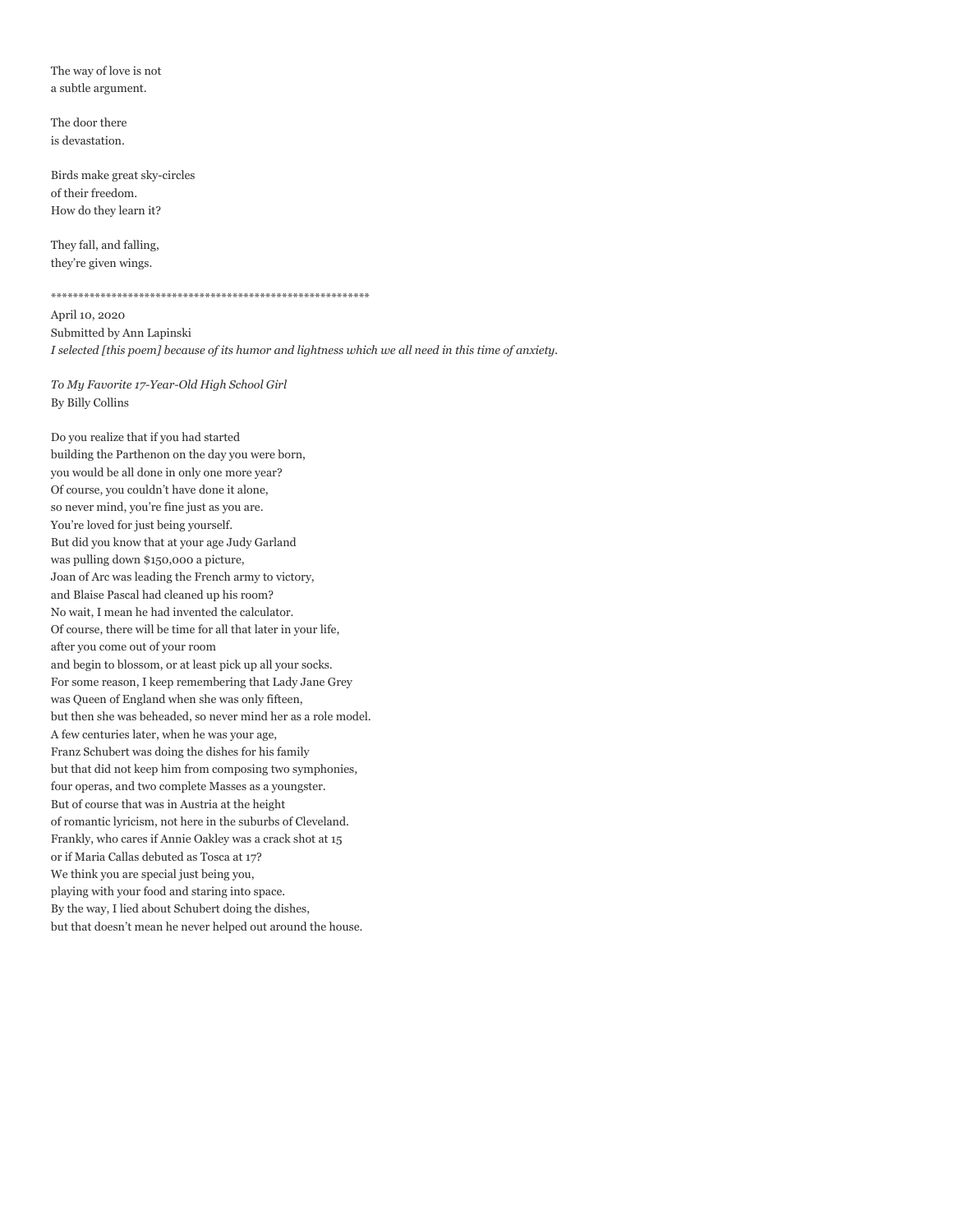The way of love is not
a subtle argument.

The door there
is devastation.

Birds make great sky-circles
of their freedom.
How do they learn it?

They fall, and falling,
they're given wings.

*********************************************************

April 10, 2020
Submitted by Ann Lapinski
*I selected [this poem] because of its humor and lightness which we all need in this time of anxiety.*

*To My Favorite 17-Year-Old High School Girl*
By Billy Collins

Do you realize that if you had started
building the Parthenon on the day you were born,
you would be all done in only one more year?
Of course, you couldn't have done it alone,
so never mind, you're fine just as you are.
You're loved for just being yourself.
But did you know that at your age Judy Garland
was pulling down $150,000 a picture,
Joan of Arc was leading the French army to victory,
and Blaise Pascal had cleaned up his room?
No wait, I mean he had invented the calculator.
Of course, there will be time for all that later in your life,
after you come out of your room
and begin to blossom, or at least pick up all your socks.
For some reason, I keep remembering that Lady Jane Grey
was Queen of England when she was only fifteen,
but then she was beheaded, so never mind her as a role model.
A few centuries later, when he was your age,
Franz Schubert was doing the dishes for his family
but that did not keep him from composing two symphonies,
four operas, and two complete Masses as a youngster.
But of course that was in Austria at the height
of romantic lyricism, not here in the suburbs of Cleveland.
Frankly, who cares if Annie Oakley was a crack shot at 15
or if Maria Callas debuted as Tosca at 17?
We think you are special just being you,
playing with your food and staring into space.
By the way, I lied about Schubert doing the dishes,
but that doesn't mean he never helped out around the house.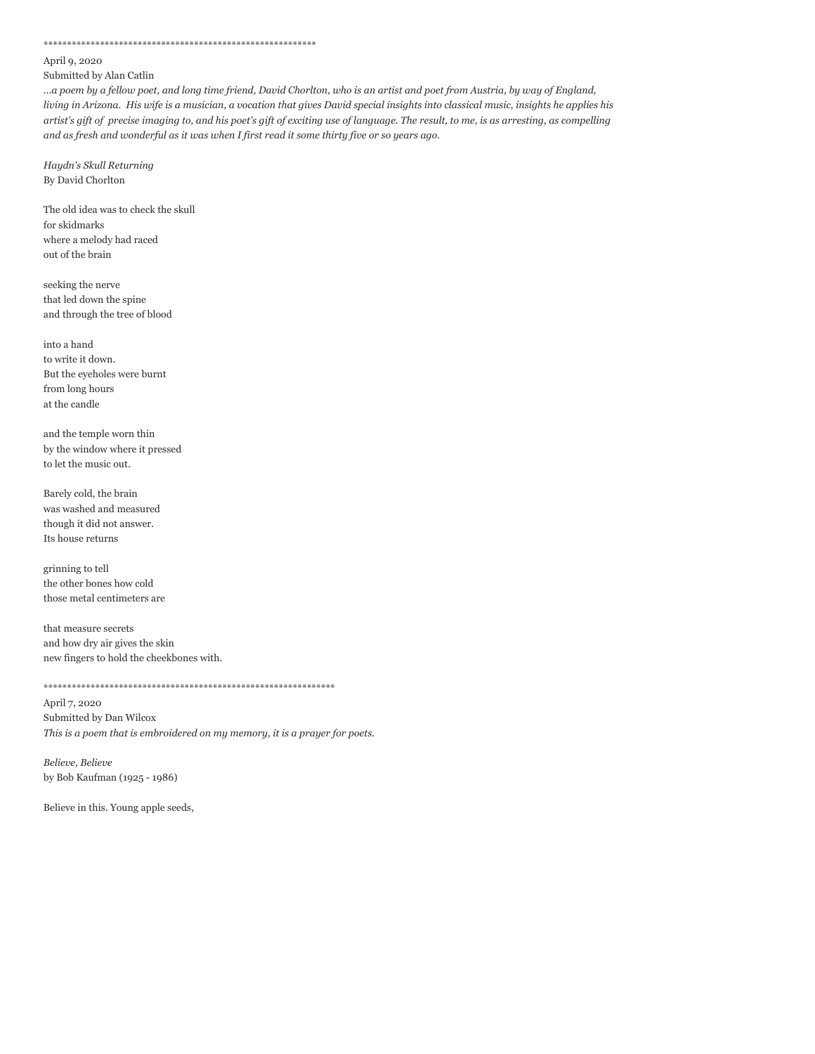************************************************************

April 9, 2020
Submitted by Alan Catlin
*...a poem by a fellow poet, and long time friend, David Chorlton, who is an artist and poet from Austria, by way of England, living in Arizona. His wife is a musician, a vocation that gives David special insights into classical music, insights he applies his artist's gift of precise imaging to, and his poet's gift of exciting use of language. The result, to me, is as arresting, as compelling and as fresh and wonderful as it was when I first read it some thirty five or so years ago.*

*Haydn's Skull Returning*
By David Chorlton

The old idea was to check the skull
for skidmarks
where a melody had raced
out of the brain

seeking the nerve
that led down the spine
and through the tree of blood

into a hand
to write it down.
But the eyeholes were burnt
from long hours
at the candle

and the temple worn thin
by the window where it pressed
to let the music out.

Barely cold, the brain
was washed and measured
though it did not answer.
Its house returns

grinning to tell
the other bones how cold
those metal centimeters are

that measure secrets
and how dry air gives the skin
new fingers to hold the cheekbones with.

**************************************************************

April 7, 2020
Submitted by Dan Wilcox
*This is a poem that is embroidered on my memory, it is a prayer for poets.*

*Believe, Believe*
by Bob Kaufman (1925 - 1986)

Believe in this. Young apple seeds,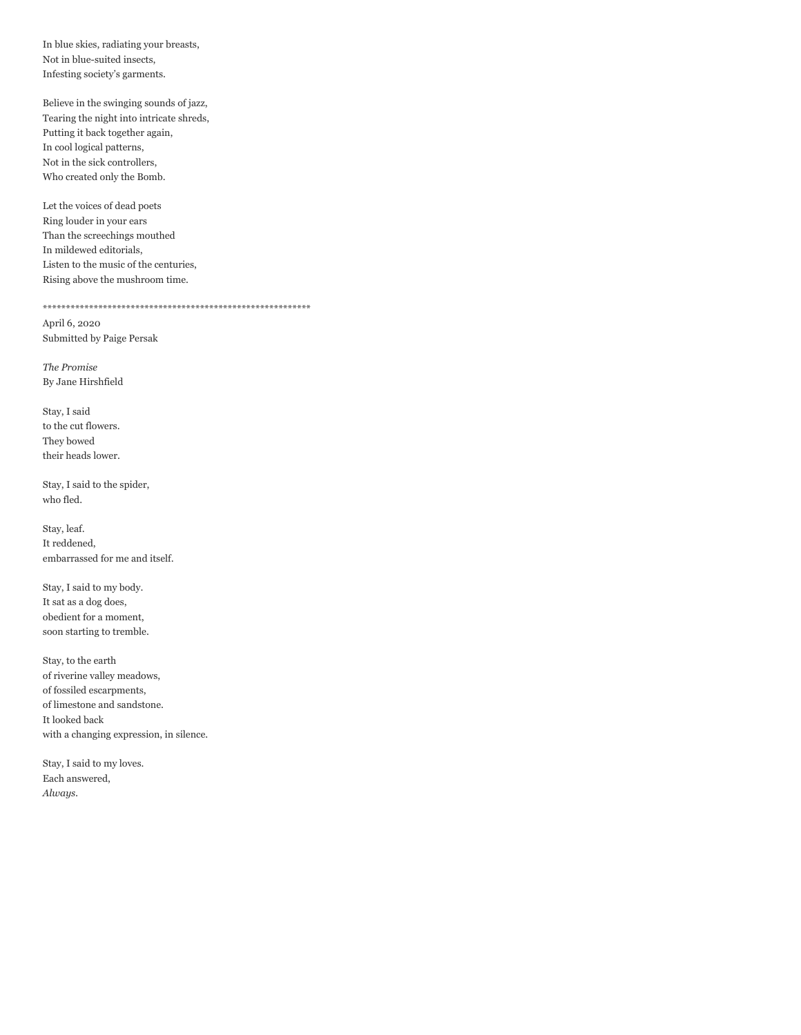In blue skies, radiating your breasts,
Not in blue-suited insects,
Infesting society's garments.

Believe in the swinging sounds of jazz,
Tearing the night into intricate shreds,
Putting it back together again,
In cool logical patterns,
Not in the sick controllers,
Who created only the Bomb.

Let the voices of dead poets
Ring louder in your ears
Than the screechings mouthed
In mildewed editorials,
Listen to the music of the centuries,
Rising above the mushroom time.

**********************************************************

April 6, 2020
Submitted by Paige Persak

*The Promise*
By Jane Hirshfield

Stay, I said
to the cut flowers.
They bowed
their heads lower.

Stay, I said to the spider,
who fled.

Stay, leaf.
It reddened,
embarrassed for me and itself.

Stay, I said to my body.
It sat as a dog does,
obedient for a moment,
soon starting to tremble.

Stay, to the earth
of riverine valley meadows,
of fossiled escarpments,
of limestone and sandstone.
It looked back
with a changing expression, in silence.

Stay, I said to my loves.
Each answered,
*Always*.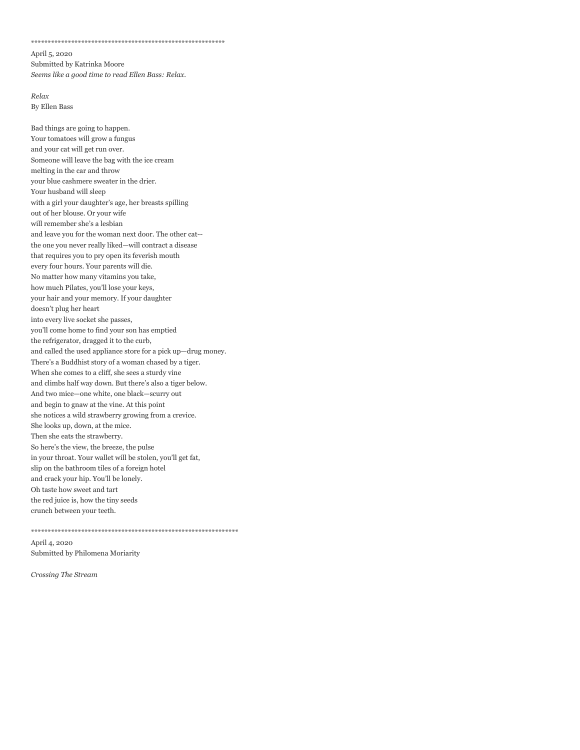**********************************************************

April 5, 2020
Submitted by Katrinka Moore
*Seems like a good time to read Ellen Bass: Relax.*

*Relax*
By Ellen Bass

Bad things are going to happen.
Your tomatoes will grow a fungus
and your cat will get run over.
Someone will leave the bag with the ice cream
melting in the car and throw
your blue cashmere sweater in the drier.
Your husband will sleep
with a girl your daughter's age, her breasts spilling
out of her blouse. Or your wife
will remember she's a lesbian
and leave you for the woman next door. The other cat--
the one you never really liked—will contract a disease
that requires you to pry open its feverish mouth
every four hours. Your parents will die.
No matter how many vitamins you take,
how much Pilates, you'll lose your keys,
your hair and your memory. If your daughter
doesn't plug her heart
into every live socket she passes,
you'll come home to find your son has emptied
the refrigerator, dragged it to the curb,
and called the used appliance store for a pick up—drug money.
There's a Buddhist story of a woman chased by a tiger.
When she comes to a cliff, she sees a sturdy vine
and climbs half way down. But there's also a tiger below.
And two mice—one white, one black—scurry out
and begin to gnaw at the vine. At this point
she notices a wild strawberry growing from a crevice.
She looks up, down, at the mice.
Then she eats the strawberry.
So here's the view, the breeze, the pulse
in your throat. Your wallet will be stolen, you'll get fat,
slip on the bathroom tiles of a foreign hotel
and crack your hip. You'll be lonely.
Oh taste how sweet and tart
the red juice is, how the tiny seeds
crunch between your teeth.

*************************************************************

April 4, 2020
Submitted by Philomena Moriarity

*Crossing The Stream*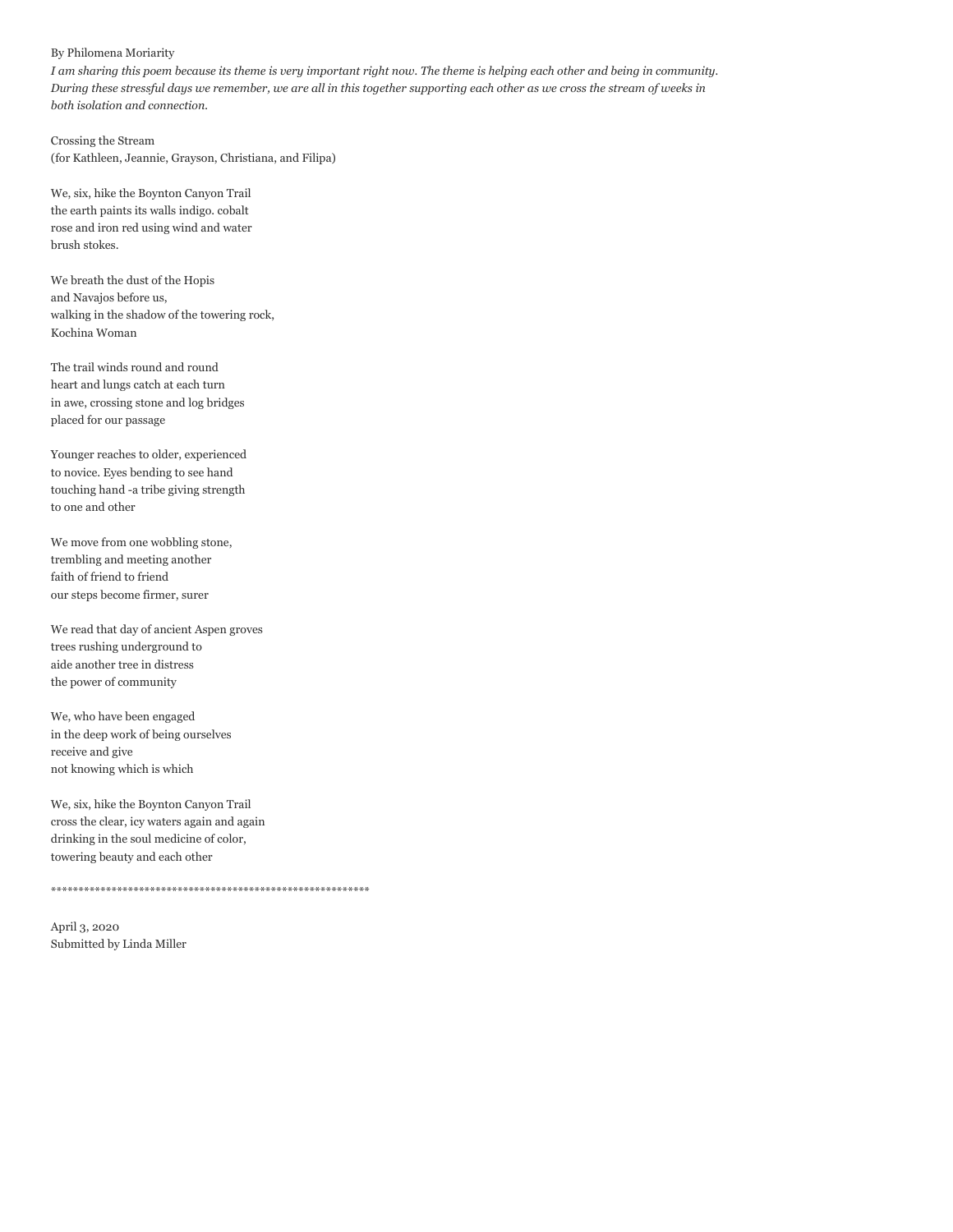By Philomena Moriarity

*I am sharing this poem because its theme is very important right now. The theme is helping each other and being in community. During these stressful days we remember, we are all in this together supporting each other as we cross the stream of weeks in both isolation and connection.*

Crossing the Stream
(for Kathleen, Jeannie, Grayson, Christiana, and Filipa)

We, six, hike the Boynton Canyon Trail
the earth paints its walls indigo. cobalt
rose and iron red using wind and water
brush stokes.

We breath the dust of the Hopis
and Navajos before us,
walking in the shadow of the towering rock,
Kochina Woman

The trail winds round and round
heart and lungs catch at each turn
in awe, crossing stone and log bridges
placed for our passage

Younger reaches to older, experienced
to novice. Eyes bending to see hand
touching hand -a tribe giving strength
to one and other

We move from one wobbling stone,
trembling and meeting another
faith of friend to friend
our steps become firmer, surer

We read that day of ancient Aspen groves
trees rushing underground to
aide another tree in distress
the power of community

We, who have been engaged
in the deep work of being ourselves
receive and give
not knowing which is which

We, six, hike the Boynton Canyon Trail
cross the clear, icy waters again and again
drinking in the soul medicine of color,
towering beauty and each other

**********************************************************

April 3, 2020
Submitted by Linda Miller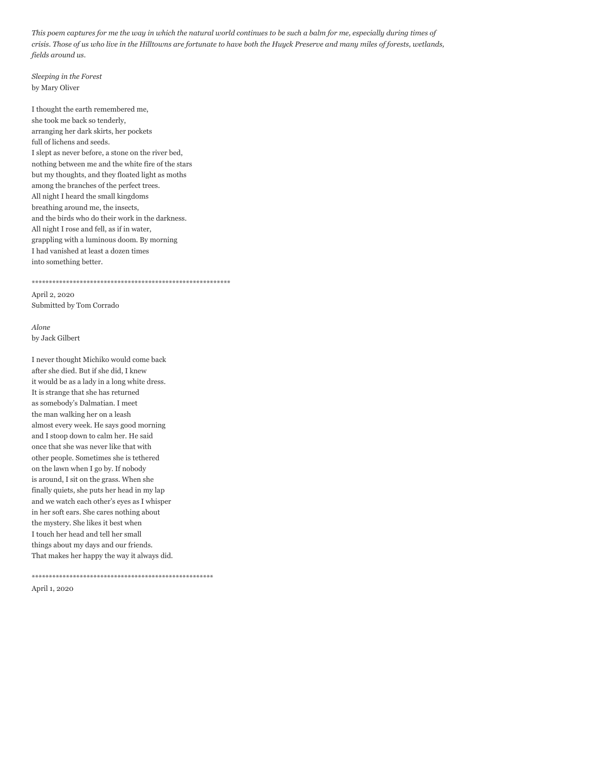*This poem captures for me the way in which the natural world continues to be such a balm for me, especially during times of crisis. Those of us who live in the Hilltowns are fortunate to have both the Huyck Preserve and many miles of forests, wetlands, fields around us.*

*Sleeping in the Forest*
by Mary Oliver

I thought the earth remembered me,
she took me back so tenderly,
arranging her dark skirts, her pockets
full of lichens and seeds.
I slept as never before, a stone on the river bed,
nothing between me and the white fire of the stars
but my thoughts, and they floated light as moths
among the branches of the perfect trees.
All night I heard the small kingdoms
breathing around me, the insects,
and the birds who do their work in the darkness.
All night I rose and fell, as if in water,
grappling with a luminous doom. By morning
I had vanished at least a dozen times
into something better.

**********************************************************

April 2, 2020
Submitted by Tom Corrado

*Alone*
by Jack Gilbert

I never thought Michiko would come back
after she died. But if she did, I knew
it would be as a lady in a long white dress.
It is strange that she has returned
as somebody's Dalmatian. I meet
the man walking her on a leash
almost every week. He says good morning
and I stoop down to calm her. He said
once that she was never like that with
other people. Sometimes she is tethered
on the lawn when I go by. If nobody
is around, I sit on the grass. When she
finally quiets, she puts her head in my lap
and we watch each other's eyes as I whisper
in her soft ears. She cares nothing about
the mystery. She likes it best when
I touch her head and tell her small
things about my days and our friends.
That makes her happy the way it always did.

****************************************************

April 1, 2020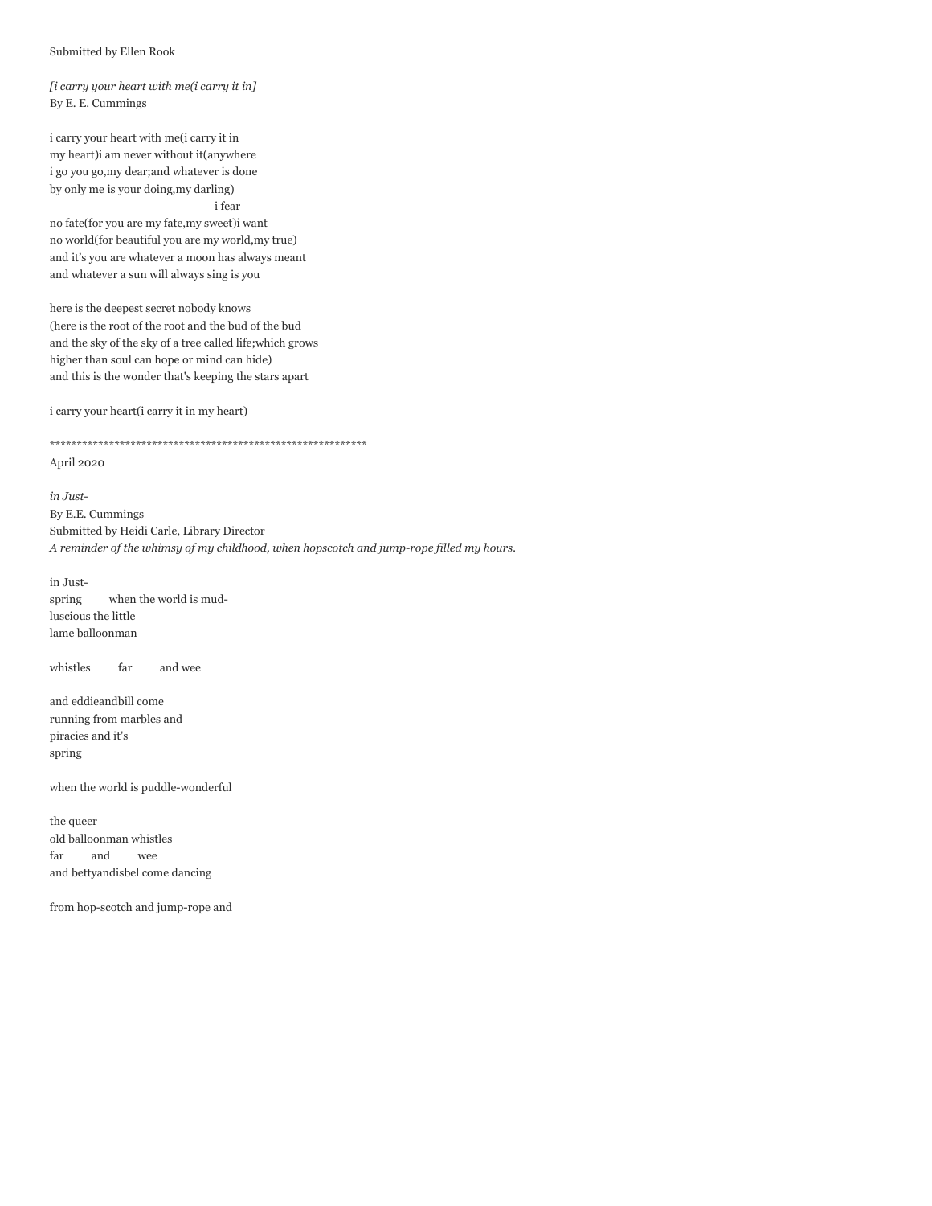Submitted by Ellen Rook

*[i carry your heart with me(i carry it in]*
By E. E. Cummings

i carry your heart with me(i carry it in
my heart)i am never without it(anywhere
i go you go,my dear;and whatever is done
by only me is your doing,my darling)
                                                i fear
no fate(for you are my fate,my sweet)i want
no world(for beautiful you are my world,my true)
and it's you are whatever a moon has always meant
and whatever a sun will always sing is you

here is the deepest secret nobody knows
(here is the root of the root and the bud of the bud
and the sky of the sky of a tree called life;which grows
higher than soul can hope or mind can hide)
and this is the wonder that's keeping the stars apart

i carry your heart(i carry it in my heart)

\*\*\*\*\*\*\*\*\*\*\*\*\*\*\*\*\*\*\*\*\*\*\*\*\*\*\*\*\*\*\*\*\*\*\*\*\*\*\*\*\*\*\*\*\*\*\*\*\*\*\*\*\*\*\*\*\*\*\*\*

April 2020

*in Just-*
By E.E. Cummings
Submitted by Heidi Carle, Library Director
*A reminder of the whimsy of my childhood, when hopscotch and jump-rope filled my hours.*

in Just-
spring          when the world is mud-
luscious the little
lame balloonman

whistles          far          and wee

and eddieandbill come
running from marbles and
piracies and it's
spring

when the world is puddle-wonderful

the queer
old balloonman whistles
far          and          wee
and bettyandisbel come dancing

from hop-scotch and jump-rope and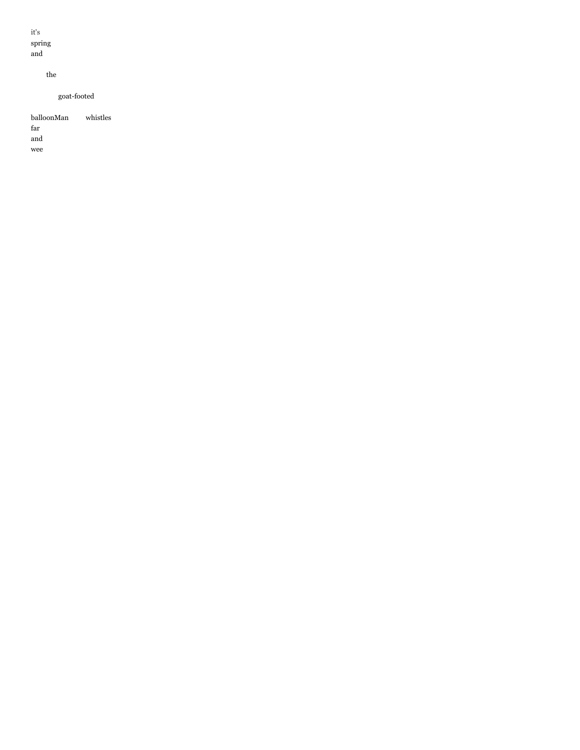it's
spring
and

&nbsp;&nbsp;&nbsp;&nbsp;&nbsp;&nbsp;&nbsp;&nbsp;the

&nbsp;&nbsp;&nbsp;&nbsp;&nbsp;&nbsp;&nbsp;&nbsp;&nbsp;&nbsp;&nbsp;&nbsp;&nbsp;&nbsp;goat-footed

balloonMan&nbsp;&nbsp;&nbsp;&nbsp;&nbsp;&nbsp;&nbsp;&nbsp;&nbsp;whistles
far
and
wee